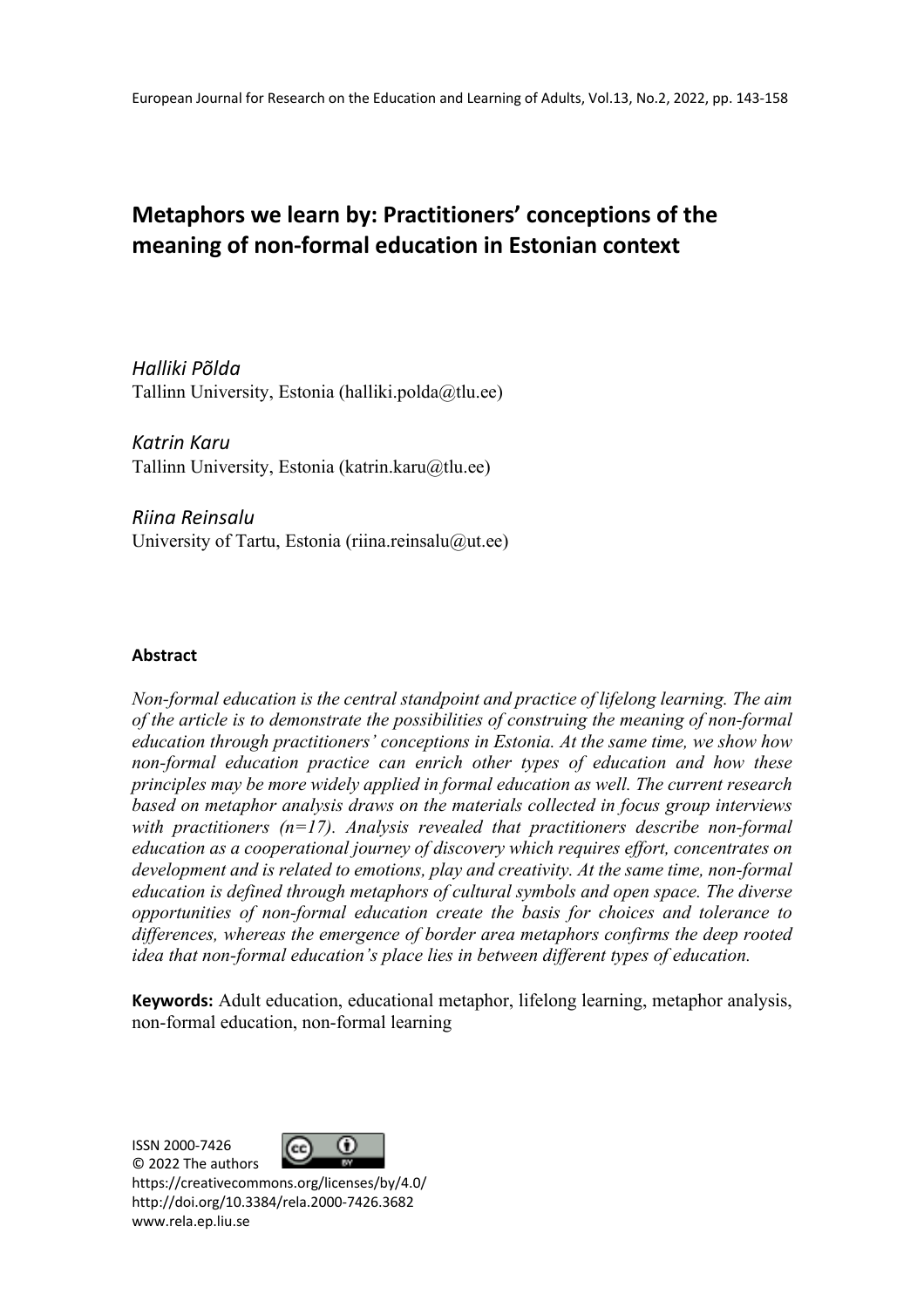# Metaphors we learn by: Practitioners' conceptions of the meaning of non-formal education in Estonian context

*Halliki Põlda*
Tallinn University, Estonia (halliki.polda@tlu.ee)

*Katrin Karu*
Tallinn University, Estonia (katrin.karu@tlu.ee)

*Riina Reinsalu*
University of Tartu, Estonia (riina.reinsalu@ut.ee)

## Abstract

*Non-formal education is the central standpoint and practice of lifelong learning. The aim of the article is to demonstrate the possibilities of construing the meaning of non-formal education through practitioners' conceptions in Estonia. At the same time, we show how non-formal education practice can enrich other types of education and how these principles may be more widely applied in formal education as well. The current research based on metaphor analysis draws on the materials collected in focus group interviews with practitioners (n=17). Analysis revealed that practitioners describe non-formal education as a cooperational journey of discovery which requires effort, concentrates on development and is related to emotions, play and creativity. At the same time, non-formal education is defined through metaphors of cultural symbols and open space. The diverse opportunities of non-formal education create the basis for choices and tolerance to differences, whereas the emergence of border area metaphors confirms the deep rooted idea that non-formal education's place lies in between different types of education.*

**Keywords:** Adult education, educational metaphor, lifelong learning, metaphor analysis, non-formal education, non-formal learning

ISSN 2000-7426
© 2022 The authors
https://creativecommons.org/licenses/by/4.0/
http://doi.org/10.3384/rela.2000-7426.3682
www.rela.ep.liu.se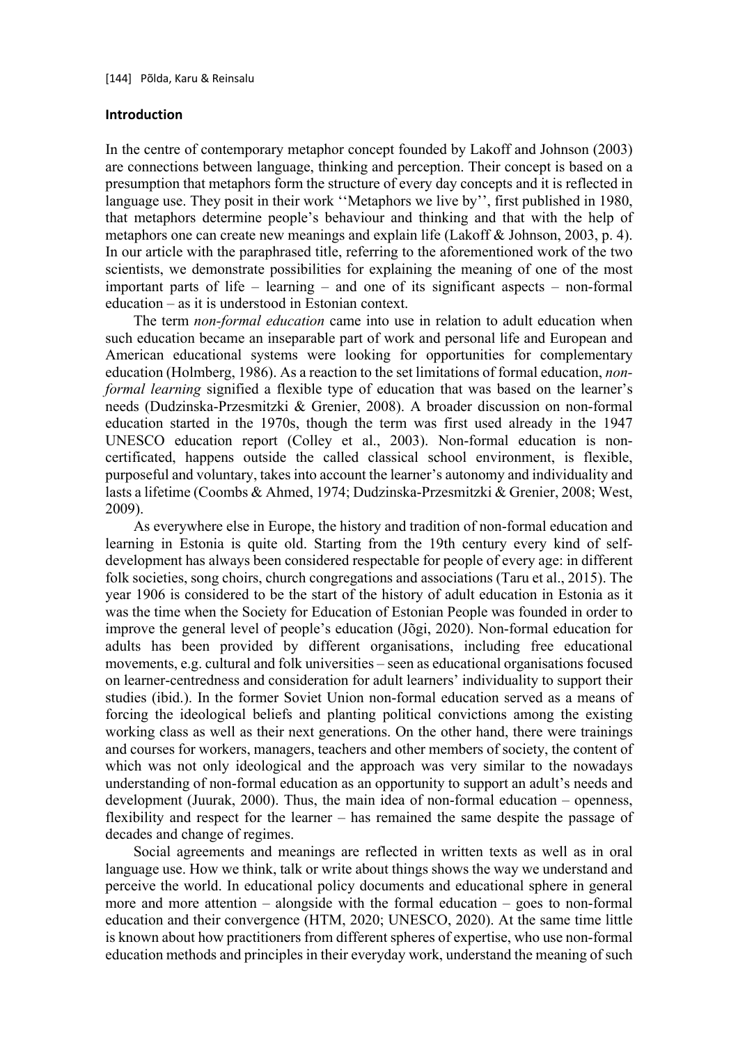## Introduction

In the centre of contemporary metaphor concept founded by Lakoff and Johnson (2003) are connections between language, thinking and perception. Their concept is based on a presumption that metaphors form the structure of every day concepts and it is reflected in language use. They posit in their work ''Metaphors we live by'', first published in 1980, that metaphors determine people's behaviour and thinking and that with the help of metaphors one can create new meanings and explain life (Lakoff & Johnson, 2003, p. 4). In our article with the paraphrased title, referring to the aforementioned work of the two scientists, we demonstrate possibilities for explaining the meaning of one of the most important parts of life – learning – and one of its significant aspects – non-formal education – as it is understood in Estonian context.

The term *non-formal education* came into use in relation to adult education when such education became an inseparable part of work and personal life and European and American educational systems were looking for opportunities for complementary education (Holmberg, 1986). As a reaction to the set limitations of formal education, *non-formal learning* signified a flexible type of education that was based on the learner's needs (Dudzinska-Przesmitzki & Grenier, 2008). A broader discussion on non-formal education started in the 1970s, though the term was first used already in the 1947 UNESCO education report (Colley et al., 2003). Non-formal education is non-certificated, happens outside the called classical school environment, is flexible, purposeful and voluntary, takes into account the learner's autonomy and individuality and lasts a lifetime (Coombs & Ahmed, 1974; Dudzinska-Przesmitzki & Grenier, 2008; West, 2009).

As everywhere else in Europe, the history and tradition of non-formal education and learning in Estonia is quite old. Starting from the 19th century every kind of self-development has always been considered respectable for people of every age: in different folk societies, song choirs, church congregations and associations (Taru et al., 2015). The year 1906 is considered to be the start of the history of adult education in Estonia as it was the time when the Society for Education of Estonian People was founded in order to improve the general level of people's education (Jõgi, 2020). Non-formal education for adults has been provided by different organisations, including free educational movements, e.g. cultural and folk universities – seen as educational organisations focused on learner-centredness and consideration for adult learners' individuality to support their studies (ibid.). In the former Soviet Union non-formal education served as a means of forcing the ideological beliefs and planting political convictions among the existing working class as well as their next generations. On the other hand, there were trainings and courses for workers, managers, teachers and other members of society, the content of which was not only ideological and the approach was very similar to the nowadays understanding of non-formal education as an opportunity to support an adult's needs and development (Juurak, 2000). Thus, the main idea of non-formal education – openness, flexibility and respect for the learner – has remained the same despite the passage of decades and change of regimes.

Social agreements and meanings are reflected in written texts as well as in oral language use. How we think, talk or write about things shows the way we understand and perceive the world. In educational policy documents and educational sphere in general more and more attention – alongside with the formal education – goes to non-formal education and their convergence (HTM, 2020; UNESCO, 2020). At the same time little is known about how practitioners from different spheres of expertise, who use non-formal education methods and principles in their everyday work, understand the meaning of such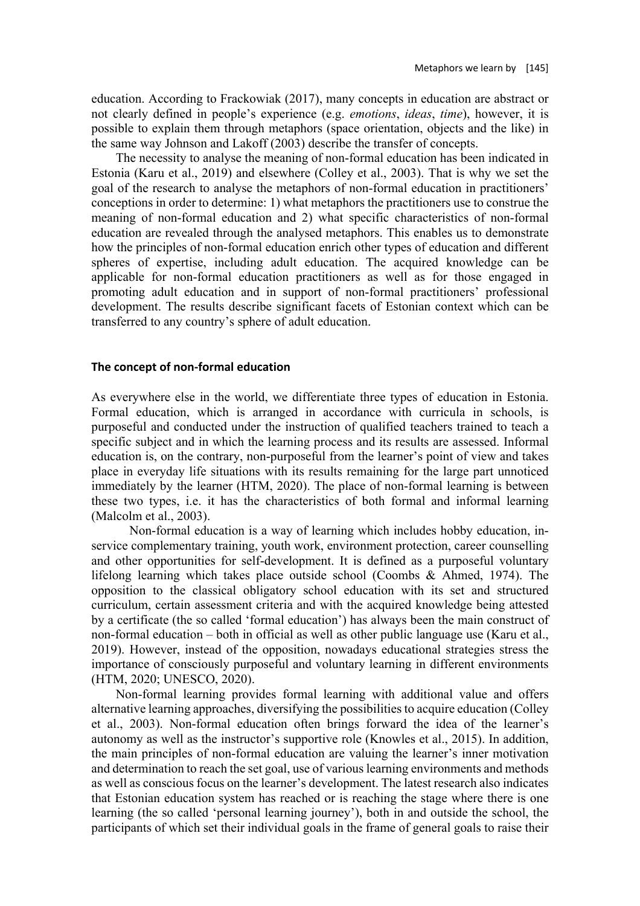education. According to Frackowiak (2017), many concepts in education are abstract or not clearly defined in people's experience (e.g. *emotions*, *ideas*, *time*), however, it is possible to explain them through metaphors (space orientation, objects and the like) in the same way Johnson and Lakoff (2003) describe the transfer of concepts.

The necessity to analyse the meaning of non-formal education has been indicated in Estonia (Karu et al., 2019) and elsewhere (Colley et al., 2003). That is why we set the goal of the research to analyse the metaphors of non-formal education in practitioners' conceptions in order to determine: 1) what metaphors the practitioners use to construe the meaning of non-formal education and 2) what specific characteristics of non-formal education are revealed through the analysed metaphors. This enables us to demonstrate how the principles of non-formal education enrich other types of education and different spheres of expertise, including adult education. The acquired knowledge can be applicable for non-formal education practitioners as well as for those engaged in promoting adult education and in support of non-formal practitioners' professional development. The results describe significant facets of Estonian context which can be transferred to any country's sphere of adult education.

## The concept of non-formal education

As everywhere else in the world, we differentiate three types of education in Estonia. Formal education, which is arranged in accordance with curricula in schools, is purposeful and conducted under the instruction of qualified teachers trained to teach a specific subject and in which the learning process and its results are assessed. Informal education is, on the contrary, non-purposeful from the learner's point of view and takes place in everyday life situations with its results remaining for the large part unnoticed immediately by the learner (HTM, 2020). The place of non-formal learning is between these two types, i.e. it has the characteristics of both formal and informal learning (Malcolm et al., 2003).

Non-formal education is a way of learning which includes hobby education, in-service complementary training, youth work, environment protection, career counselling and other opportunities for self-development. It is defined as a purposeful voluntary lifelong learning which takes place outside school (Coombs & Ahmed, 1974). The opposition to the classical obligatory school education with its set and structured curriculum, certain assessment criteria and with the acquired knowledge being attested by a certificate (the so called 'formal education') has always been the main construct of non-formal education – both in official as well as other public language use (Karu et al., 2019). However, instead of the opposition, nowadays educational strategies stress the importance of consciously purposeful and voluntary learning in different environments (HTM, 2020; UNESCO, 2020).

Non-formal learning provides formal learning with additional value and offers alternative learning approaches, diversifying the possibilities to acquire education (Colley et al., 2003). Non-formal education often brings forward the idea of the learner's autonomy as well as the instructor's supportive role (Knowles et al., 2015). In addition, the main principles of non-formal education are valuing the learner's inner motivation and determination to reach the set goal, use of various learning environments and methods as well as conscious focus on the learner's development. The latest research also indicates that Estonian education system has reached or is reaching the stage where there is one learning (the so called 'personal learning journey'), both in and outside the school, the participants of which set their individual goals in the frame of general goals to raise their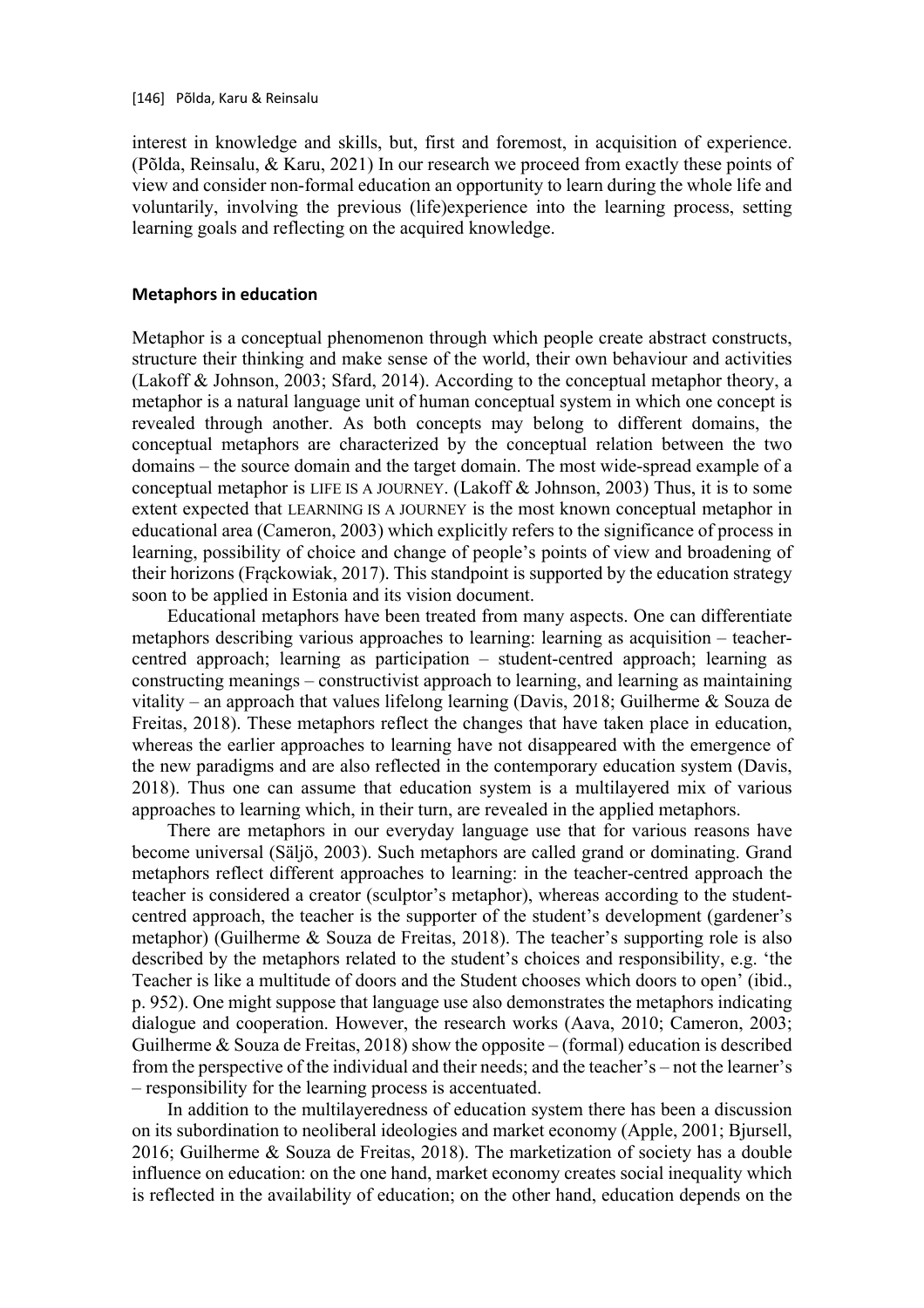interest in knowledge and skills, but, first and foremost, in acquisition of experience. (Põlda, Reinsalu, & Karu, 2021) In our research we proceed from exactly these points of view and consider non-formal education an opportunity to learn during the whole life and voluntarily, involving the previous (life)experience into the learning process, setting learning goals and reflecting on the acquired knowledge.

## Metaphors in education

Metaphor is a conceptual phenomenon through which people create abstract constructs, structure their thinking and make sense of the world, their own behaviour and activities (Lakoff & Johnson, 2003; Sfard, 2014). According to the conceptual metaphor theory, a metaphor is a natural language unit of human conceptual system in which one concept is revealed through another. As both concepts may belong to different domains, the conceptual metaphors are characterized by the conceptual relation between the two domains – the source domain and the target domain. The most wide-spread example of a conceptual metaphor is LIFE IS A JOURNEY. (Lakoff & Johnson, 2003) Thus, it is to some extent expected that LEARNING IS A JOURNEY is the most known conceptual metaphor in educational area (Cameron, 2003) which explicitly refers to the significance of process in learning, possibility of choice and change of people's points of view and broadening of their horizons (Frąckowiak, 2017). This standpoint is supported by the education strategy soon to be applied in Estonia and its vision document.

Educational metaphors have been treated from many aspects. One can differentiate metaphors describing various approaches to learning: learning as acquisition – teacher-centred approach; learning as participation – student-centred approach; learning as constructing meanings – constructivist approach to learning, and learning as maintaining vitality – an approach that values lifelong learning (Davis, 2018; Guilherme & Souza de Freitas, 2018). These metaphors reflect the changes that have taken place in education, whereas the earlier approaches to learning have not disappeared with the emergence of the new paradigms and are also reflected in the contemporary education system (Davis, 2018). Thus one can assume that education system is a multilayered mix of various approaches to learning which, in their turn, are revealed in the applied metaphors.

There are metaphors in our everyday language use that for various reasons have become universal (Säljö, 2003). Such metaphors are called grand or dominating. Grand metaphors reflect different approaches to learning: in the teacher-centred approach the teacher is considered a creator (sculptor's metaphor), whereas according to the student-centred approach, the teacher is the supporter of the student's development (gardener's metaphor) (Guilherme & Souza de Freitas, 2018). The teacher's supporting role is also described by the metaphors related to the student's choices and responsibility, e.g. 'the Teacher is like a multitude of doors and the Student chooses which doors to open' (ibid., p. 952). One might suppose that language use also demonstrates the metaphors indicating dialogue and cooperation. However, the research works (Aava, 2010; Cameron, 2003; Guilherme & Souza de Freitas, 2018) show the opposite – (formal) education is described from the perspective of the individual and their needs; and the teacher's – not the learner's – responsibility for the learning process is accentuated.

In addition to the multilayeredness of education system there has been a discussion on its subordination to neoliberal ideologies and market economy (Apple, 2001; Bjursell, 2016; Guilherme & Souza de Freitas, 2018). The marketization of society has a double influence on education: on the one hand, market economy creates social inequality which is reflected in the availability of education; on the other hand, education depends on the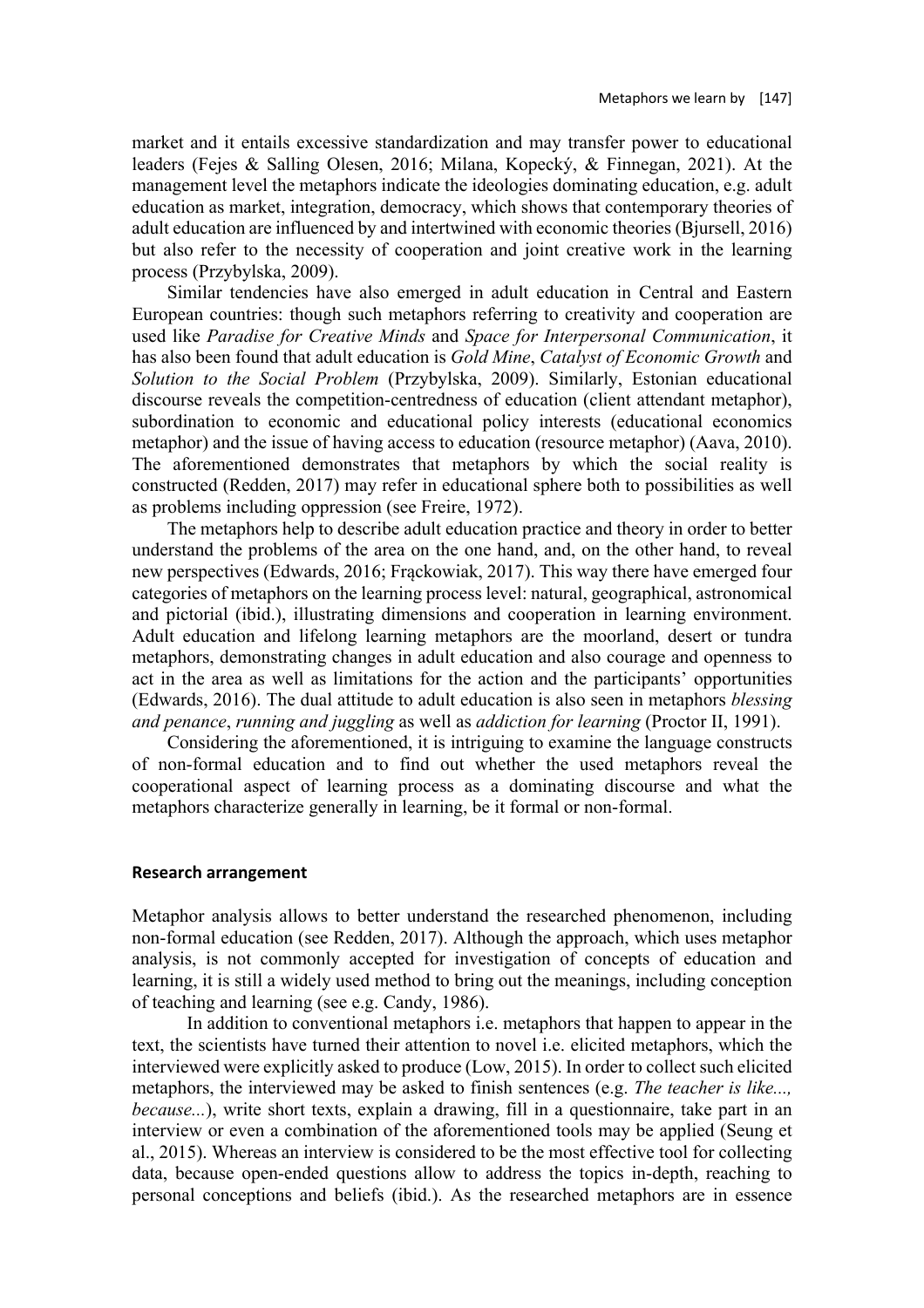market and it entails excessive standardization and may transfer power to educational leaders (Fejes & Salling Olesen, 2016; Milana, Kopecký, & Finnegan, 2021). At the management level the metaphors indicate the ideologies dominating education, e.g. adult education as market, integration, democracy, which shows that contemporary theories of adult education are influenced by and intertwined with economic theories (Bjursell, 2016) but also refer to the necessity of cooperation and joint creative work in the learning process (Przybylska, 2009).

Similar tendencies have also emerged in adult education in Central and Eastern European countries: though such metaphors referring to creativity and cooperation are used like *Paradise for Creative Minds* and *Space for Interpersonal Communication*, it has also been found that adult education is *Gold Mine*, *Catalyst of Economic Growth* and *Solution to the Social Problem* (Przybylska, 2009). Similarly, Estonian educational discourse reveals the competition-centredness of education (client attendant metaphor), subordination to economic and educational policy interests (educational economics metaphor) and the issue of having access to education (resource metaphor) (Aava, 2010). The aforementioned demonstrates that metaphors by which the social reality is constructed (Redden, 2017) may refer in educational sphere both to possibilities as well as problems including oppression (see Freire, 1972).

The metaphors help to describe adult education practice and theory in order to better understand the problems of the area on the one hand, and, on the other hand, to reveal new perspectives (Edwards, 2016; Frąckowiak, 2017). This way there have emerged four categories of metaphors on the learning process level: natural, geographical, astronomical and pictorial (ibid.), illustrating dimensions and cooperation in learning environment. Adult education and lifelong learning metaphors are the moorland, desert or tundra metaphors, demonstrating changes in adult education and also courage and openness to act in the area as well as limitations for the action and the participants' opportunities (Edwards, 2016). The dual attitude to adult education is also seen in metaphors *blessing and penance*, *running and juggling* as well as *addiction for learning* (Proctor II, 1991).

Considering the aforementioned, it is intriguing to examine the language constructs of non-formal education and to find out whether the used metaphors reveal the cooperational aspect of learning process as a dominating discourse and what the metaphors characterize generally in learning, be it formal or non-formal.

## Research arrangement

Metaphor analysis allows to better understand the researched phenomenon, including non-formal education (see Redden, 2017). Although the approach, which uses metaphor analysis, is not commonly accepted for investigation of concepts of education and learning, it is still a widely used method to bring out the meanings, including conception of teaching and learning (see e.g. Candy, 1986).

In addition to conventional metaphors i.e. metaphors that happen to appear in the text, the scientists have turned their attention to novel i.e. elicited metaphors, which the interviewed were explicitly asked to produce (Low, 2015). In order to collect such elicited metaphors, the interviewed may be asked to finish sentences (e.g. *The teacher is like..., because...*), write short texts, explain a drawing, fill in a questionnaire, take part in an interview or even a combination of the aforementioned tools may be applied (Seung et al., 2015). Whereas an interview is considered to be the most effective tool for collecting data, because open-ended questions allow to address the topics in-depth, reaching to personal conceptions and beliefs (ibid.). As the researched metaphors are in essence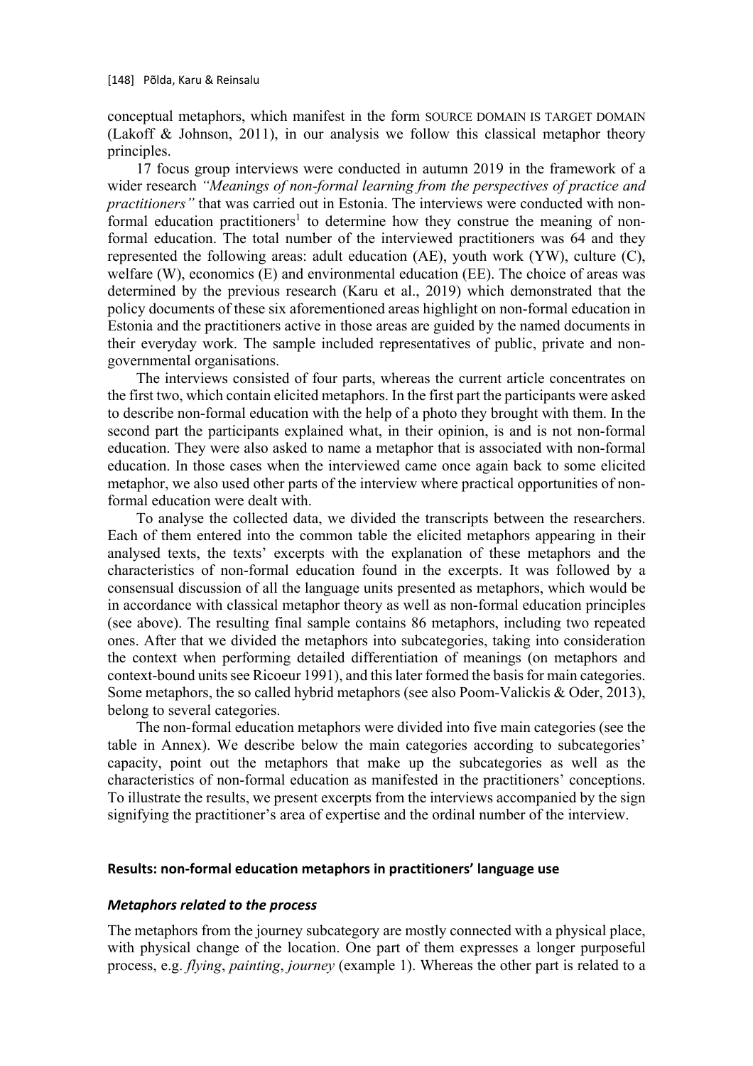conceptual metaphors, which manifest in the form SOURCE DOMAIN IS TARGET DOMAIN (Lakoff & Johnson, 2011), in our analysis we follow this classical metaphor theory principles.

17 focus group interviews were conducted in autumn 2019 in the framework of a wider research *"Meanings of non-formal learning from the perspectives of practice and practitioners"* that was carried out in Estonia. The interviews were conducted with non-formal education practitioners[1] to determine how they construe the meaning of non-formal education. The total number of the interviewed practitioners was 64 and they represented the following areas: adult education (AE), youth work (YW), culture (C), welfare (W), economics (E) and environmental education (EE). The choice of areas was determined by the previous research (Karu et al., 2019) which demonstrated that the policy documents of these six aforementioned areas highlight on non-formal education in Estonia and the practitioners active in those areas are guided by the named documents in their everyday work. The sample included representatives of public, private and non-governmental organisations.

The interviews consisted of four parts, whereas the current article concentrates on the first two, which contain elicited metaphors. In the first part the participants were asked to describe non-formal education with the help of a photo they brought with them. In the second part the participants explained what, in their opinion, is and is not non-formal education. They were also asked to name a metaphor that is associated with non-formal education. In those cases when the interviewed came once again back to some elicited metaphor, we also used other parts of the interview where practical opportunities of non-formal education were dealt with.

To analyse the collected data, we divided the transcripts between the researchers. Each of them entered into the common table the elicited metaphors appearing in their analysed texts, the texts' excerpts with the explanation of these metaphors and the characteristics of non-formal education found in the excerpts. It was followed by a consensual discussion of all the language units presented as metaphors, which would be in accordance with classical metaphor theory as well as non-formal education principles (see above). The resulting final sample contains 86 metaphors, including two repeated ones. After that we divided the metaphors into subcategories, taking into consideration the context when performing detailed differentiation of meanings (on metaphors and context-bound units see Ricoeur 1991), and this later formed the basis for main categories. Some metaphors, the so called hybrid metaphors (see also Poom-Valickis & Oder, 2013), belong to several categories.

The non-formal education metaphors were divided into five main categories (see the table in Annex). We describe below the main categories according to subcategories' capacity, point out the metaphors that make up the subcategories as well as the characteristics of non-formal education as manifested in the practitioners' conceptions. To illustrate the results, we present excerpts from the interviews accompanied by the sign signifying the practitioner's area of expertise and the ordinal number of the interview.

## Results: non-formal education metaphors in practitioners' language use

### *Metaphors related to the process*

The metaphors from the journey subcategory are mostly connected with a physical place, with physical change of the location. One part of them expresses a longer purposeful process, e.g. *flying*, *painting*, *journey* (example 1). Whereas the other part is related to a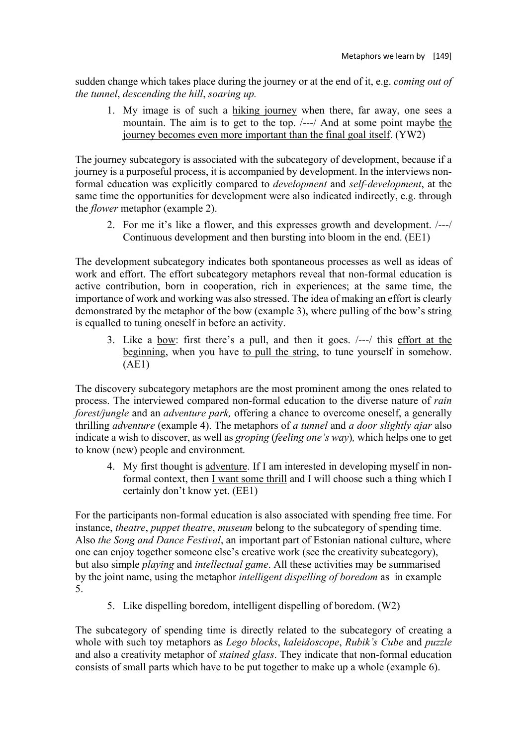sudden change which takes place during the journey or at the end of it, e.g. *coming out of the tunnel*, *descending the hill*, *soaring up.*

1. My image is of such a <u>hiking journey</u> when there, far away, one sees a mountain. The aim is to get to the top. /---/ And at some point maybe <u>the journey becomes even more important than the final goal itself</u>. (YW2)

The journey subcategory is associated with the subcategory of development, because if a journey is a purposeful process, it is accompanied by development. In the interviews non-formal education was explicitly compared to *development* and *self-development*, at the same time the opportunities for development were also indicated indirectly, e.g. through the *flower* metaphor (example 2).

2. For me it's like a flower, and this expresses growth and development. /---/ Continuous development and then bursting into bloom in the end. (EE1)

The development subcategory indicates both spontaneous processes as well as ideas of work and effort. The effort subcategory metaphors reveal that non-formal education is active contribution, born in cooperation, rich in experiences; at the same time, the importance of work and working was also stressed. The idea of making an effort is clearly demonstrated by the metaphor of the bow (example 3), where pulling of the bow's string is equalled to tuning oneself in before an activity.

3. Like a <u>bow</u>: first there's a pull, and then it goes. /---/ this <u>effort at the beginning</u>, when you have <u>to pull the string</u>, to tune yourself in somehow. (AE1)

The discovery subcategory metaphors are the most prominent among the ones related to process. The interviewed compared non-formal education to the diverse nature of *rain forest/jungle* and an *adventure park,* offering a chance to overcome oneself, a generally thrilling *adventure* (example 4). The metaphors of *a tunnel* and *a door slightly ajar* also indicate a wish to discover, as well as *groping* (*feeling one's way*), which helps one to get to know (new) people and environment.

4. My first thought is <u>adventure</u>. If I am interested in developing myself in non-formal context, then <u>I want some thrill</u> and I will choose such a thing which I certainly don't know yet. (EE1)

For the participants non-formal education is also associated with spending free time. For instance, *theatre*, *puppet theatre*, *museum* belong to the subcategory of spending time. Also *the Song and Dance Festival*, an important part of Estonian national culture, where one can enjoy together someone else's creative work (see the creativity subcategory), but also simple *playing* and *intellectual game*. All these activities may be summarised by the joint name, using the metaphor *intelligent dispelling of boredom* as in example 5.

5. Like dispelling boredom, intelligent dispelling of boredom. (W2)

The subcategory of spending time is directly related to the subcategory of creating a whole with such toy metaphors as *Lego blocks*, *kaleidoscope*, *Rubik's Cube* and *puzzle* and also a creativity metaphor of *stained glass*. They indicate that non-formal education consists of small parts which have to be put together to make up a whole (example 6).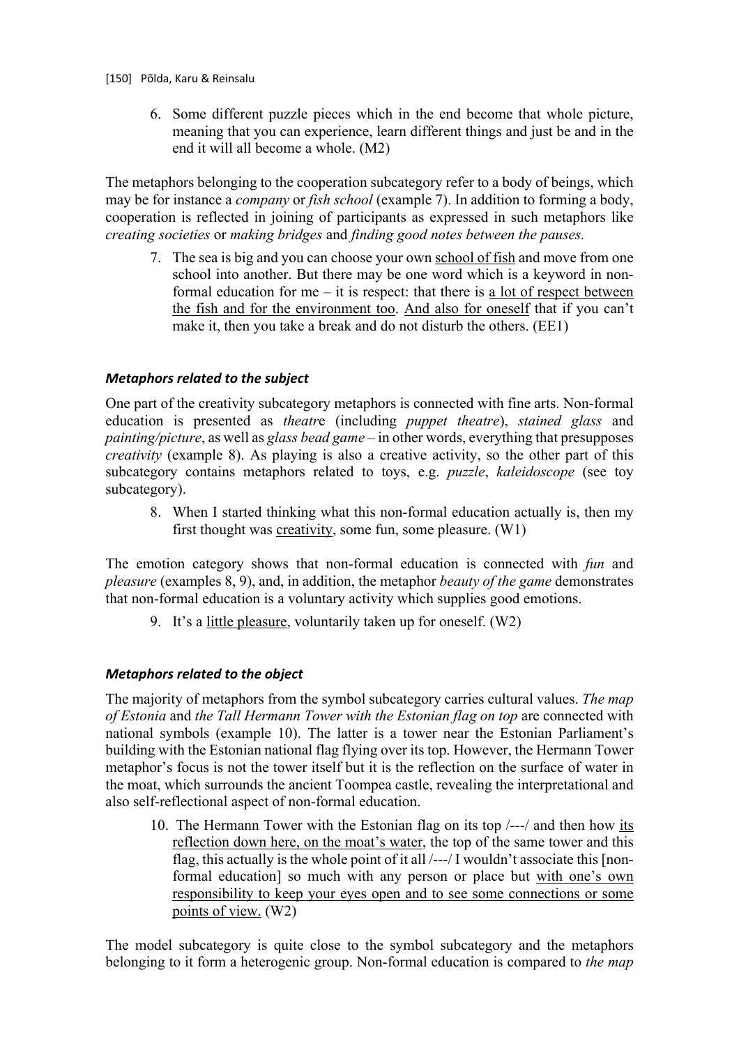6. Some different puzzle pieces which in the end become that whole picture, meaning that you can experience, learn different things and just be and in the end it will all become a whole. (M2)

The metaphors belonging to the cooperation subcategory refer to a body of beings, which may be for instance a *company* or *fish school* (example 7). In addition to forming a body, cooperation is reflected in joining of participants as expressed in such metaphors like *creating societies* or *making bridges* and *finding good notes between the pauses.*

7. The sea is big and you can choose your own <u>school of fish</u> and move from one school into another. But there may be one word which is a keyword in non-formal education for me – it is respect: that there is <u>a lot of respect between the fish and for the environment too</u>. <u>And also for oneself</u> that if you can't make it, then you take a break and do not disturb the others. (EE1)

### *Metaphors related to the subject*

One part of the creativity subcategory metaphors is connected with fine arts. Non-formal education is presented as *theatr*e (including *puppet theatre*), *stained glass* and *painting/picture*, as well as *glass bead game* – in other words, everything that presupposes *creativity* (example 8). As playing is also a creative activity, so the other part of this subcategory contains metaphors related to toys, e.g. *puzzle*, *kaleidoscope* (see toy subcategory).

8. When I started thinking what this non-formal education actually is, then my first thought was <u>creativity</u>, some fun, some pleasure. (W1)

The emotion category shows that non-formal education is connected with *fun* and *pleasure* (examples 8, 9), and, in addition, the metaphor *beauty of the game* demonstrates that non-formal education is a voluntary activity which supplies good emotions.

9. It's a <u>little pleasure</u>, voluntarily taken up for oneself. (W2)

### *Metaphors related to the object*

The majority of metaphors from the symbol subcategory carries cultural values. *The map of Estonia* and *the Tall Hermann Tower with the Estonian flag on top* are connected with national symbols (example 10). The latter is a tower near the Estonian Parliament's building with the Estonian national flag flying over its top. However, the Hermann Tower metaphor's focus is not the tower itself but it is the reflection on the surface of water in the moat, which surrounds the ancient Toompea castle, revealing the interpretational and also self-reflectional aspect of non-formal education.

10. The Hermann Tower with the Estonian flag on its top /---/ and then how <u>its reflection down here, on the moat's water</u>, the top of the same tower and this flag, this actually is the whole point of it all /---/ I wouldn't associate this [non-formal education] so much with any person or place but <u>with one's own responsibility to keep your eyes open and to see some connections or some points of view.</u> (W2)

The model subcategory is quite close to the symbol subcategory and the metaphors belonging to it form a heterogenic group. Non-formal education is compared to *the map*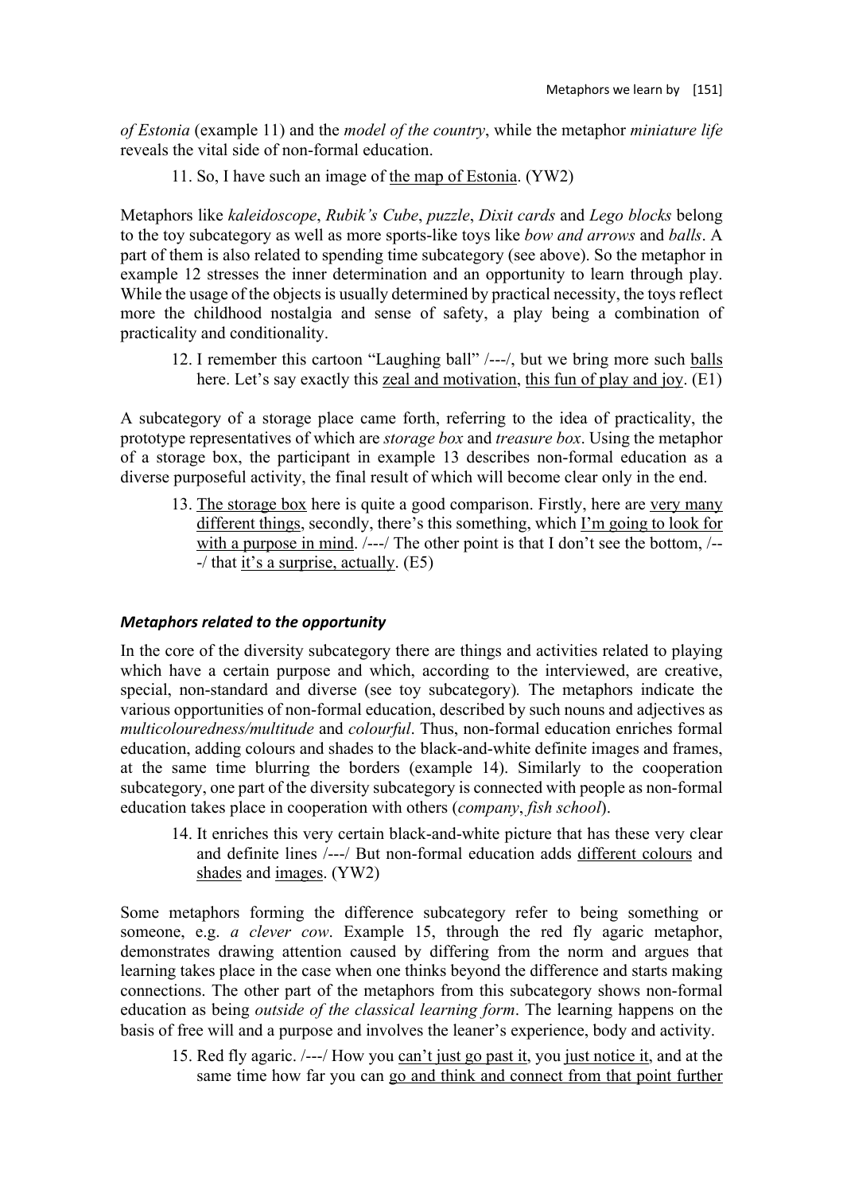*of Estonia* (example 11) and the *model of the country*, while the metaphor *miniature life* reveals the vital side of non-formal education.

> 11. So, I have such an image of <u>the map of Estonia</u>. (YW2)

Metaphors like *kaleidoscope*, *Rubik's Cube*, *puzzle*, *Dixit cards* and *Lego blocks* belong to the toy subcategory as well as more sports-like toys like *bow and arrows* and *balls*. A part of them is also related to spending time subcategory (see above). So the metaphor in example 12 stresses the inner determination and an opportunity to learn through play. While the usage of the objects is usually determined by practical necessity, the toys reflect more the childhood nostalgia and sense of safety, a play being a combination of practicality and conditionality.

> 12. I remember this cartoon "Laughing ball" /---/, but we bring more such <u>balls</u> here. Let's say exactly this <u>zeal and motivation</u>, <u>this fun of play and joy</u>. (E1)

A subcategory of a storage place came forth, referring to the idea of practicality, the prototype representatives of which are *storage box* and *treasure box*. Using the metaphor of a storage box, the participant in example 13 describes non-formal education as a diverse purposeful activity, the final result of which will become clear only in the end.

> 13. <u>The storage box</u> here is quite a good comparison. Firstly, here are <u>very many different things</u>, secondly, there's this something, which <u>I'm going to look for with a purpose in mind</u>. /---/ The other point is that I don't see the bottom, /---/ that <u>it's a surprise, actually</u>. (E5)

### *Metaphors related to the opportunity*

In the core of the diversity subcategory there are things and activities related to playing which have a certain purpose and which, according to the interviewed, are creative, special, non-standard and diverse (see toy subcategory). The metaphors indicate the various opportunities of non-formal education, described by such nouns and adjectives as *multicolouredness/multitude* and *colourful*. Thus, non-formal education enriches formal education, adding colours and shades to the black-and-white definite images and frames, at the same time blurring the borders (example 14). Similarly to the cooperation subcategory, one part of the diversity subcategory is connected with people as non-formal education takes place in cooperation with others (*company*, *fish school*).

> 14. It enriches this very certain black-and-white picture that has these very clear and definite lines /---/ But non-formal education adds <u>different colours</u> and <u>shades</u> and <u>images</u>. (YW2)

Some metaphors forming the difference subcategory refer to being something or someone, e.g. *a clever cow*. Example 15, through the red fly agaric metaphor, demonstrates drawing attention caused by differing from the norm and argues that learning takes place in the case when one thinks beyond the difference and starts making connections. The other part of the metaphors from this subcategory shows non-formal education as being *outside of the classical learning form*. The learning happens on the basis of free will and a purpose and involves the leaner's experience, body and activity.

> 15. Red fly agaric. /---/ How you <u>can't just go past it</u>, you <u>just notice it</u>, and at the same time how far you can <u>go and think and connect from that point further</u>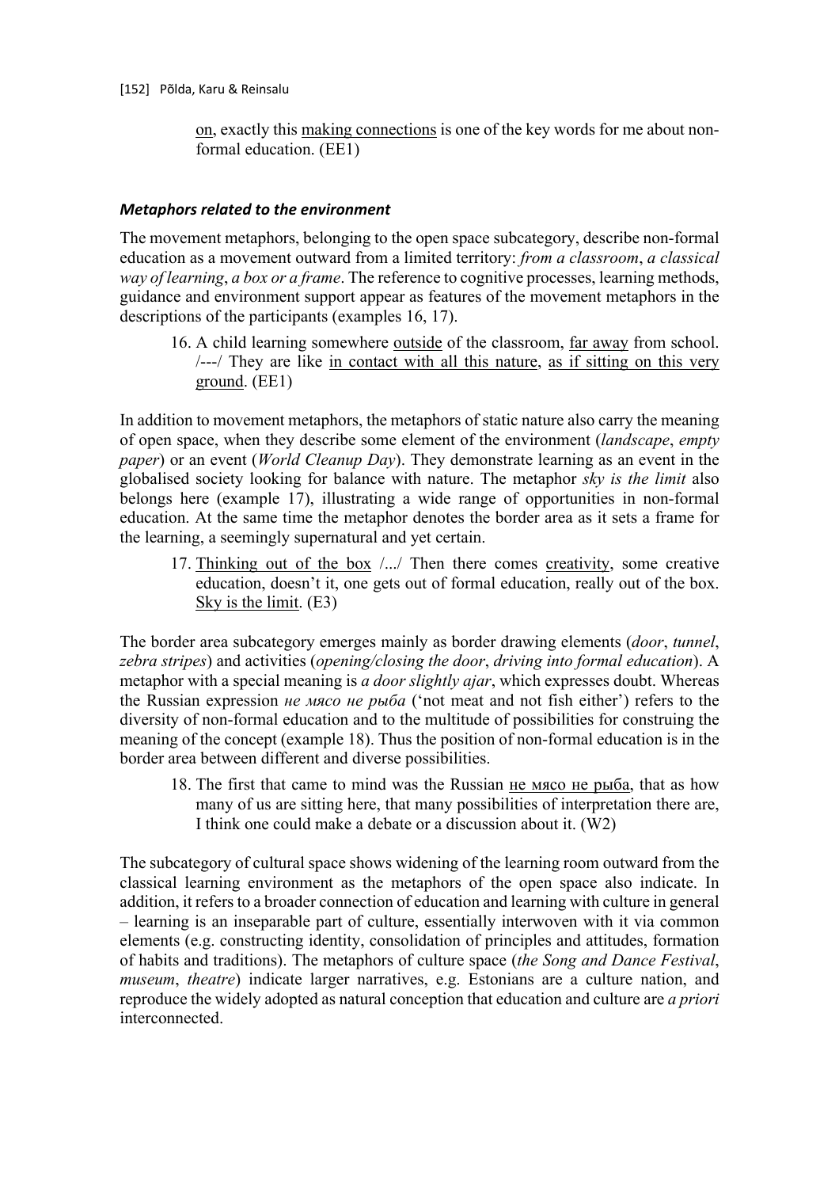on, exactly this making connections is one of the key words for me about non-formal education. (EE1)

### *Metaphors related to the environment*

The movement metaphors, belonging to the open space subcategory, describe non-formal education as a movement outward from a limited territory: *from a classroom*, *a classical way of learning*, *a box or a frame*. The reference to cognitive processes, learning methods, guidance and environment support appear as features of the movement metaphors in the descriptions of the participants (examples 16, 17).

16. A child learning somewhere outside of the classroom, far away from school. /---/ They are like in contact with all this nature, as if sitting on this very ground. (EE1)

In addition to movement metaphors, the metaphors of static nature also carry the meaning of open space, when they describe some element of the environment (*landscape*, *empty paper*) or an event (*World Cleanup Day*). They demonstrate learning as an event in the globalised society looking for balance with nature. The metaphor *sky is the limit* also belongs here (example 17), illustrating a wide range of opportunities in non-formal education. At the same time the metaphor denotes the border area as it sets a frame for the learning, a seemingly supernatural and yet certain.

17. Thinking out of the box /.../ Then there comes creativity, some creative education, doesn't it, one gets out of formal education, really out of the box. Sky is the limit. (E3)

The border area subcategory emerges mainly as border drawing elements (*door*, *tunnel*, *zebra stripes*) and activities (*opening/closing the door*, *driving into formal education*). A metaphor with a special meaning is *a door slightly ajar*, which expresses doubt. Whereas the Russian expression *не мясо не рыба* ('not meat and not fish either') refers to the diversity of non-formal education and to the multitude of possibilities for construing the meaning of the concept (example 18). Thus the position of non-formal education is in the border area between different and diverse possibilities.

18. The first that came to mind was the Russian не мясо не рыба, that as how many of us are sitting here, that many possibilities of interpretation there are, I think one could make a debate or a discussion about it. (W2)

The subcategory of cultural space shows widening of the learning room outward from the classical learning environment as the metaphors of the open space also indicate. In addition, it refers to a broader connection of education and learning with culture in general – learning is an inseparable part of culture, essentially interwoven with it via common elements (e.g. constructing identity, consolidation of principles and attitudes, formation of habits and traditions). The metaphors of culture space (*the Song and Dance Festival*, *museum*, *theatre*) indicate larger narratives, e.g. Estonians are a culture nation, and reproduce the widely adopted as natural conception that education and culture are *a priori* interconnected.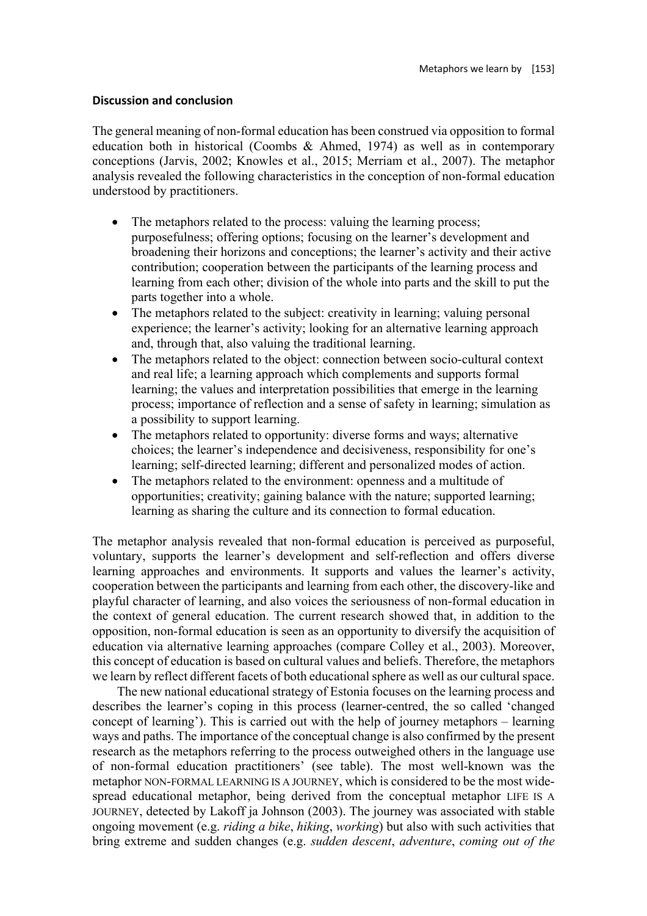### Discussion and conclusion

The general meaning of non-formal education has been construed via opposition to formal education both in historical (Coombs & Ahmed, 1974) as well as in contemporary conceptions (Jarvis, 2002; Knowles et al., 2015; Merriam et al., 2007). The metaphor analysis revealed the following characteristics in the conception of non-formal education understood by practitioners.

- The metaphors related to the process: valuing the learning process; purposefulness; offering options; focusing on the learner's development and broadening their horizons and conceptions; the learner's activity and their active contribution; cooperation between the participants of the learning process and learning from each other; division of the whole into parts and the skill to put the parts together into a whole.
- The metaphors related to the subject: creativity in learning; valuing personal experience; the learner's activity; looking for an alternative learning approach and, through that, also valuing the traditional learning.
- The metaphors related to the object: connection between socio-cultural context and real life; a learning approach which complements and supports formal learning; the values and interpretation possibilities that emerge in the learning process; importance of reflection and a sense of safety in learning; simulation as a possibility to support learning.
- The metaphors related to opportunity: diverse forms and ways; alternative choices; the learner's independence and decisiveness, responsibility for one's learning; self-directed learning; different and personalized modes of action.
- The metaphors related to the environment: openness and a multitude of opportunities; creativity; gaining balance with the nature; supported learning; learning as sharing the culture and its connection to formal education.

The metaphor analysis revealed that non-formal education is perceived as purposeful, voluntary, supports the learner's development and self-reflection and offers diverse learning approaches and environments. It supports and values the learner's activity, cooperation between the participants and learning from each other, the discovery-like and playful character of learning, and also voices the seriousness of non-formal education in the context of general education. The current research showed that, in addition to the opposition, non-formal education is seen as an opportunity to diversify the acquisition of education via alternative learning approaches (compare Colley et al., 2003). Moreover, this concept of education is based on cultural values and beliefs. Therefore, the metaphors we learn by reflect different facets of both educational sphere as well as our cultural space.

The new national educational strategy of Estonia focuses on the learning process and describes the learner's coping in this process (learner-centred, the so called 'changed concept of learning'). This is carried out with the help of journey metaphors – learning ways and paths. The importance of the conceptual change is also confirmed by the present research as the metaphors referring to the process outweighed others in the language use of non-formal education practitioners' (see table). The most well-known was the metaphor NON-FORMAL LEARNING IS A JOURNEY, which is considered to be the most wide-spread educational metaphor, being derived from the conceptual metaphor LIFE IS A JOURNEY, detected by Lakoff ja Johnson (2003). The journey was associated with stable ongoing movement (e.g. *riding a bike*, *hiking*, *working*) but also with such activities that bring extreme and sudden changes (e.g. *sudden descent*, *adventure*, *coming out of the*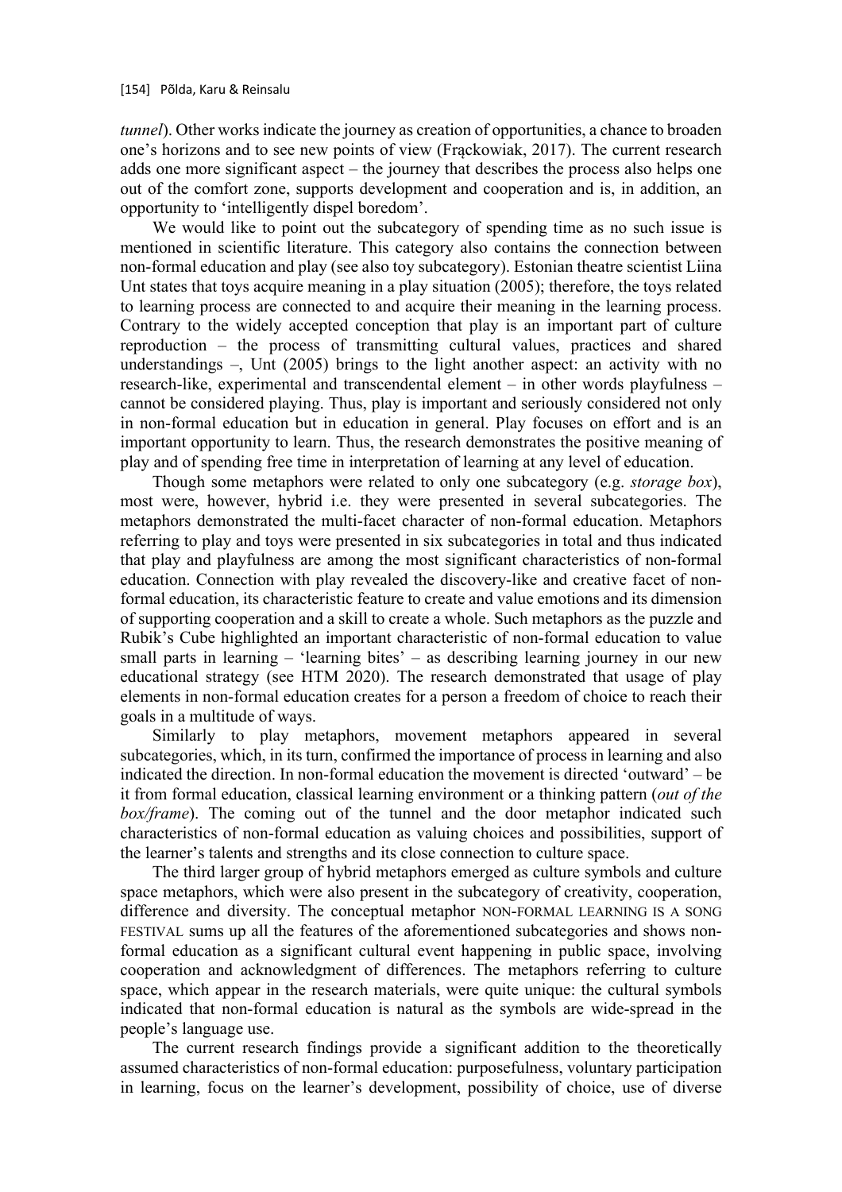*tunnel*). Other works indicate the journey as creation of opportunities, a chance to broaden one's horizons and to see new points of view (Frąckowiak, 2017). The current research adds one more significant aspect – the journey that describes the process also helps one out of the comfort zone, supports development and cooperation and is, in addition, an opportunity to 'intelligently dispel boredom'.

We would like to point out the subcategory of spending time as no such issue is mentioned in scientific literature. This category also contains the connection between non-formal education and play (see also toy subcategory). Estonian theatre scientist Liina Unt states that toys acquire meaning in a play situation (2005); therefore, the toys related to learning process are connected to and acquire their meaning in the learning process. Contrary to the widely accepted conception that play is an important part of culture reproduction – the process of transmitting cultural values, practices and shared understandings –, Unt (2005) brings to the light another aspect: an activity with no research-like, experimental and transcendental element – in other words playfulness – cannot be considered playing. Thus, play is important and seriously considered not only in non-formal education but in education in general. Play focuses on effort and is an important opportunity to learn. Thus, the research demonstrates the positive meaning of play and of spending free time in interpretation of learning at any level of education.

Though some metaphors were related to only one subcategory (e.g. *storage box*), most were, however, hybrid i.e. they were presented in several subcategories. The metaphors demonstrated the multi-facet character of non-formal education. Metaphors referring to play and toys were presented in six subcategories in total and thus indicated that play and playfulness are among the most significant characteristics of non-formal education. Connection with play revealed the discovery-like and creative facet of non-formal education, its characteristic feature to create and value emotions and its dimension of supporting cooperation and a skill to create a whole. Such metaphors as the puzzle and Rubik's Cube highlighted an important characteristic of non-formal education to value small parts in learning – 'learning bites' – as describing learning journey in our new educational strategy (see HTM 2020). The research demonstrated that usage of play elements in non-formal education creates for a person a freedom of choice to reach their goals in a multitude of ways.

Similarly to play metaphors, movement metaphors appeared in several subcategories, which, in its turn, confirmed the importance of process in learning and also indicated the direction. In non-formal education the movement is directed 'outward' – be it from formal education, classical learning environment or a thinking pattern (*out of the box/frame*). The coming out of the tunnel and the door metaphor indicated such characteristics of non-formal education as valuing choices and possibilities, support of the learner's talents and strengths and its close connection to culture space.

The third larger group of hybrid metaphors emerged as culture symbols and culture space metaphors, which were also present in the subcategory of creativity, cooperation, difference and diversity. The conceptual metaphor NON-FORMAL LEARNING IS A SONG FESTIVAL sums up all the features of the aforementioned subcategories and shows non-formal education as a significant cultural event happening in public space, involving cooperation and acknowledgment of differences. The metaphors referring to culture space, which appear in the research materials, were quite unique: the cultural symbols indicated that non-formal education is natural as the symbols are wide-spread in the people's language use.

The current research findings provide a significant addition to the theoretically assumed characteristics of non-formal education: purposefulness, voluntary participation in learning, focus on the learner's development, possibility of choice, use of diverse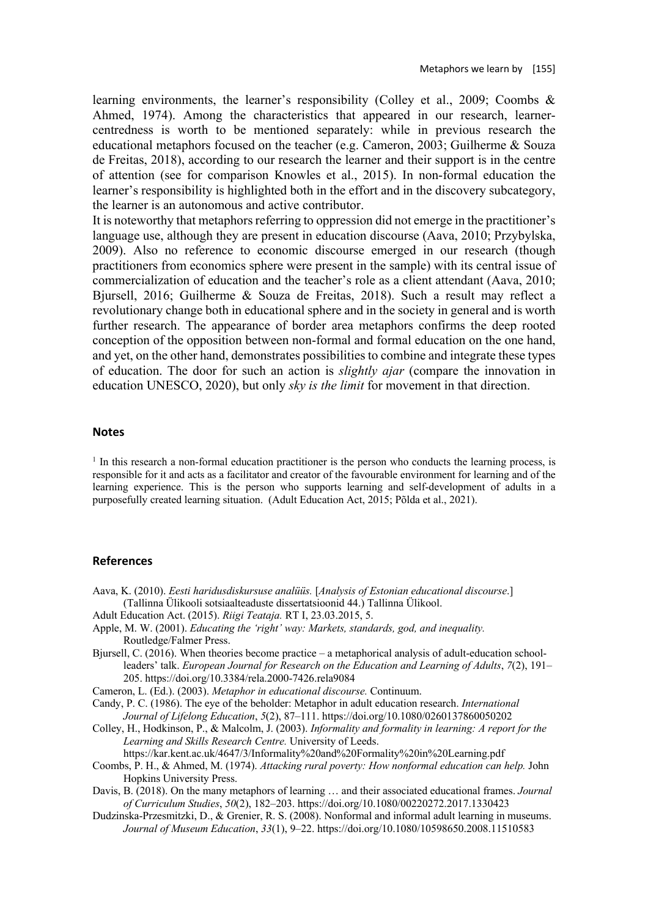learning environments, the learner's responsibility (Colley et al., 2009; Coombs & Ahmed, 1974). Among the characteristics that appeared in our research, learner-centredness is worth to be mentioned separately: while in previous research the educational metaphors focused on the teacher (e.g. Cameron, 2003; Guilherme & Souza de Freitas, 2018), according to our research the learner and their support is in the centre of attention (see for comparison Knowles et al., 2015). In non-formal education the learner's responsibility is highlighted both in the effort and in the discovery subcategory, the learner is an autonomous and active contributor.

It is noteworthy that metaphors referring to oppression did not emerge in the practitioner's language use, although they are present in education discourse (Aava, 2010; Przybylska, 2009). Also no reference to economic discourse emerged in our research (though practitioners from economics sphere were present in the sample) with its central issue of commercialization of education and the teacher's role as a client attendant (Aava, 2010; Bjursell, 2016; Guilherme & Souza de Freitas, 2018). Such a result may reflect a revolutionary change both in educational sphere and in the society in general and is worth further research. The appearance of border area metaphors confirms the deep rooted conception of the opposition between non-formal and formal education on the one hand, and yet, on the other hand, demonstrates possibilities to combine and integrate these types of education. The door for such an action is *slightly ajar* (compare the innovation in education UNESCO, 2020), but only *sky is the limit* for movement in that direction.

## Notes

[1] In this research a non-formal education practitioner is the person who conducts the learning process, is responsible for it and acts as a facilitator and creator of the favourable environment for learning and of the learning experience. This is the person who supports learning and self-development of adults in a purposefully created learning situation. (Adult Education Act, 2015; Põlda et al., 2021).

## References

Aava, K. (2010). *Eesti haridusdiskursuse analüüs.* [*Analysis of Estonian educational discourse.*] (Tallinna Ülikooli sotsiaalteaduste dissertatsioonid 44.) Tallinna Ülikool.

Adult Education Act. (2015). *Riigi Teataja.* RT I, 23.03.2015, 5.

Apple, M. W. (2001). *Educating the 'right' way: Markets, standards, god, and inequality.* Routledge/Falmer Press.

Bjursell, C. (2016). When theories become practice – a metaphorical analysis of adult-education school-leaders' talk. *European Journal for Research on the Education and Learning of Adults*, *7*(2), 191–205. https://doi.org/10.3384/rela.2000-7426.rela9084

Cameron, L. (Ed.). (2003). *Metaphor in educational discourse.* Continuum.

Candy, P. C. (1986). The eye of the beholder: Metaphor in adult education research. *International Journal of Lifelong Education*, *5*(2), 87–111. https://doi.org/10.1080/0260137860050202

Colley, H., Hodkinson, P., & Malcolm, J. (2003). *Informality and formality in learning: A report for the Learning and Skills Research Centre.* University of Leeds. https://kar.kent.ac.uk/4647/3/Informality%20and%20Formality%20in%20Learning.pdf

Coombs, P. H., & Ahmed, M. (1974). *Attacking rural poverty: How nonformal education can help.* John Hopkins University Press.

Davis, B. (2018). On the many metaphors of learning … and their associated educational frames. *Journal of Curriculum Studies*, *50*(2), 182–203. https://doi.org/10.1080/00220272.2017.1330423

Dudzinska-Przesmitzki, D., & Grenier, R. S. (2008). Nonformal and informal adult learning in museums. *Journal of Museum Education*, *33*(1), 9–22. https://doi.org/10.1080/10598650.2008.11510583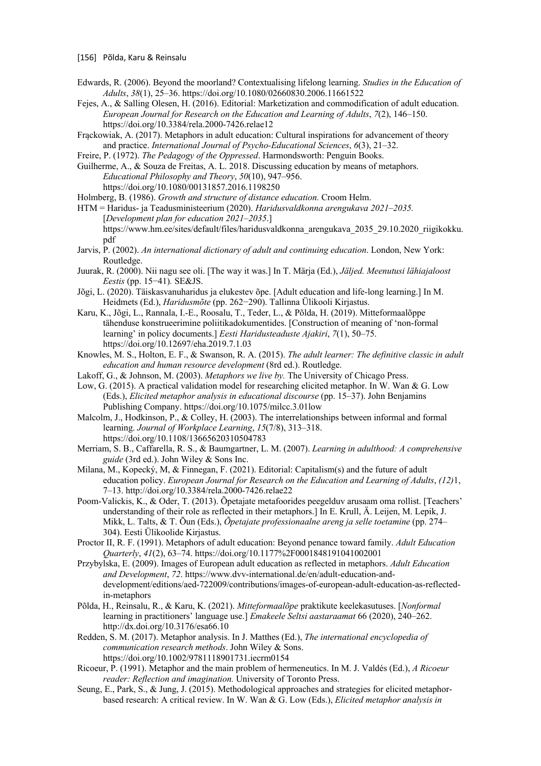Edwards, R. (2006). Beyond the moorland? Contextualising lifelong learning. *Studies in the Education of Adults*, *38*(1), 25–36. https://doi.org/10.1080/02660830.2006.11661522

Fejes, A., & Salling Olesen, H. (2016). Editorial: Marketization and commodification of adult education. *European Journal for Research on the Education and Learning of Adults*, *7*(2), 146–150. https://doi.org/10.3384/rela.2000-7426.relae12

Frąckowiak, A. (2017). Metaphors in adult education: Cultural inspirations for advancement of theory and practice. *International Journal of Psycho-Educational Sciences*, *6*(3), 21–32.

Freire, P. (1972). *The Pedagogy of the Oppressed*. Harmondsworth: Penguin Books.

Guilherme, A., & Souza de Freitas, A. L. 2018. Discussing education by means of metaphors. *Educational Philosophy and Theory*, *50*(10), 947–956. https://doi.org/10.1080/00131857.2016.1198250

Holmberg, B. (1986). *Growth and structure of distance education.* Croom Helm.

HTM = Haridus- ja Teadusministeerium (2020). *Haridusvaldkonna arengukava 2021–2035.* [*Development plan for education 2021–2035*.] https://www.hm.ee/sites/default/files/haridusvaldkonna_arengukava_2035_29.10.2020_riigikokku.pdf

Jarvis, P. (2002). *An international dictionary of adult and continuing education*. London, New York: Routledge.

Juurak, R. (2000). Nii nagu see oli. [The way it was.] In T. Märja (Ed.), *Jäljed. Meenutusi lähiajaloost Eestis* (pp. 15−41)*.* SE&JS.

Jõgi, L. (2020). Täiskasvanuharidus ja elukestev õpe. [Adult education and life-long learning.] In M. Heidmets (Ed.), *Haridusmõte* (pp. 262−290). Tallinna Ülikooli Kirjastus.

Karu, K., Jõgi, L., Rannala, I.-E., Roosalu, T., Teder, L., & Põlda, H. (2019). Mitteformaalõppe tähenduse konstrueerimine poliitikadokumentides. [Construction of meaning of 'non-formal learning' in policy documents.] *Eesti Haridusteaduste Ajakiri*, *7*(1), 50–75. https://doi.org/10.12697/eha.2019.7.1.03

Knowles, M. S., Holton, E. F., & Swanson, R. A. (2015). *The adult learner: The definitive classic in adult education and human resource development* (8rd ed.). Routledge.

Lakoff, G., & Johnson, M. (2003). *Metaphors we live by.* The University of Chicago Press.

Low, G. (2015). A practical validation model for researching elicited metaphor. In W. Wan & G. Low (Eds.), *Elicited metaphor analysis in educational discourse* (pp. 15–37). John Benjamins Publishing Company. https://doi.org/10.1075/milcc.3.01low

Malcolm, J., Hodkinson, P., & Colley, H. (2003). The interrelationships between informal and formal learning. *Journal of Workplace Learning*, *15*(7/8), 313–318. https://doi.org/10.1108/13665620310504783

Merriam, S. B., Caffarella, R. S., & Baumgartner, L. M. (2007). *Learning in adulthood: A comprehensive guide* (3rd ed.). John Wiley & Sons Inc.

Milana, M., Kopecký, M, & Finnegan, F. (2021). Editorial: Capitalism(s) and the future of adult education policy. *European Journal for Research on the Education and Learning of Adults*, *(12)*1, 7–13. http://doi.org/10.3384/rela.2000-7426.relae22

Poom-Valickis, K., & Oder, T. (2013). Õpetajate metafoorides peegelduv arusaam oma rollist. [Teachers' understanding of their role as reflected in their metaphors.] In E. Krull, Ä. Leijen, M. Lepik, J. Mikk, L. Talts, & T. Õun (Eds.), *Õpetajate professionaalne areng ja selle toetamine* (pp. 274–304). Eesti Ülikoolide Kirjastus.

Proctor II, R. F. (1991). Metaphors of adult education: Beyond penance toward family. *Adult Education Quarterly*, *41*(2), 63–74. https://doi.org/10.1177%2F0001848191041002001

Przybylska, E. (2009). Images of European adult education as reflected in metaphors. *Adult Education and Development*, *72*. https://www.dvv-international.de/en/adult-education-and-development/editions/aed-722009/contributions/images-of-european-adult-education-as-reflected-in-metaphors

Põlda, H., Reinsalu, R., & Karu, K. (2021). *Mitteformaalõpe* praktikute keelekasutuses. [*Nonformal* learning in practitioners' language use.] *Emakeele Seltsi aastaraamat* 66 (2020), 240–262. http://dx.doi.org/10.3176/esa66.10

Redden, S. M. (2017). Metaphor analysis. In J. Matthes (Ed.), *The international encyclopedia of communication research methods*. John Wiley & Sons. https://doi.org/10.1002/9781118901731.iecrm0154

Ricoeur, P. (1991). Metaphor and the main problem of hermeneutics. In M. J. Valdés (Ed.), *A Ricoeur reader: Reflection and imagination.* University of Toronto Press.

Seung, E., Park, S., & Jung, J. (2015). Methodological approaches and strategies for elicited metaphor-based research: A critical review. In W. Wan & G. Low (Eds.), *Elicited metaphor analysis in*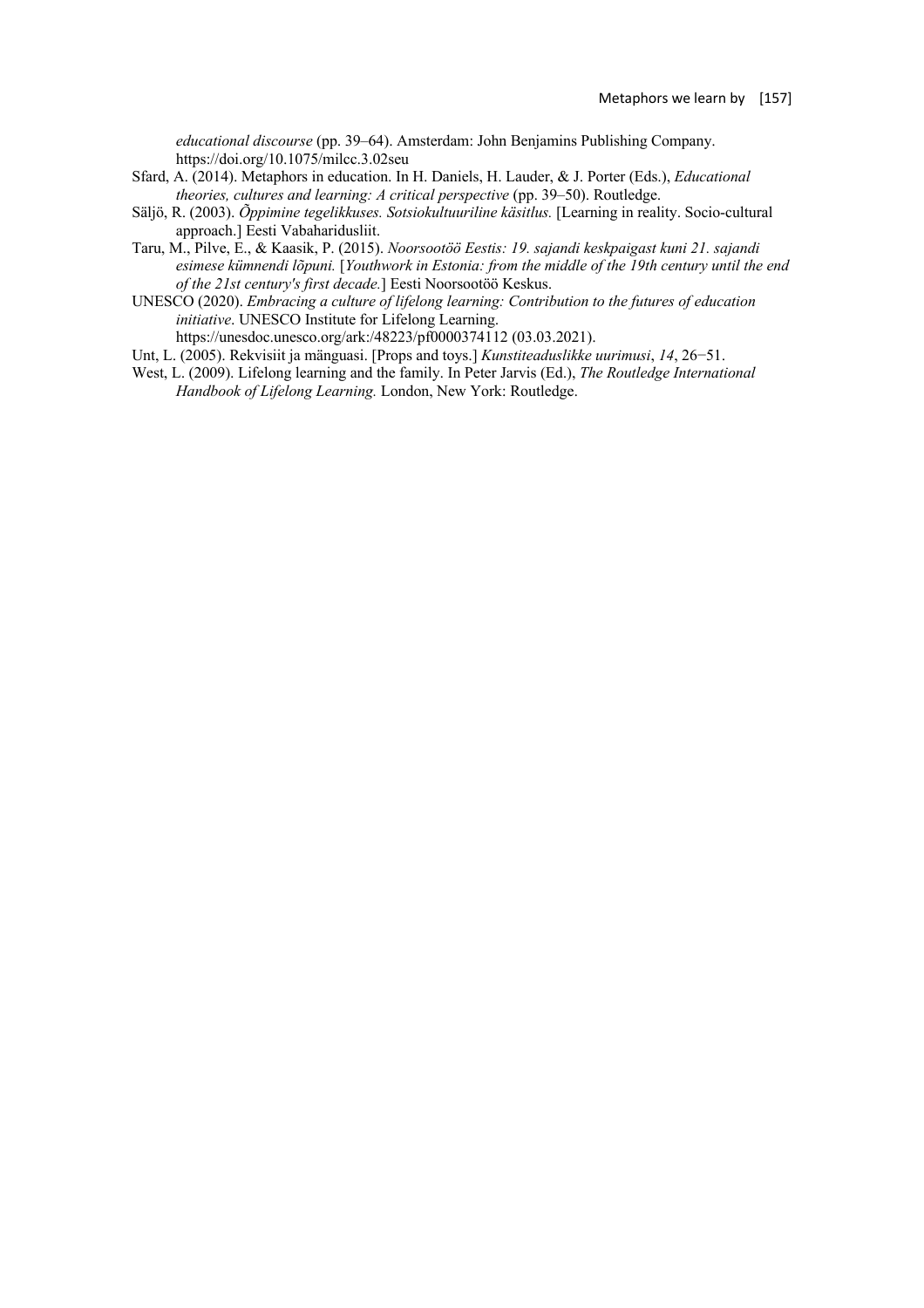*educational discourse* (pp. 39–64). Amsterdam: John Benjamins Publishing Company. https://doi.org/10.1075/milcc.3.02seu

Sfard, A. (2014). Metaphors in education. In H. Daniels, H. Lauder, & J. Porter (Eds.), *Educational theories, cultures and learning: A critical perspective* (pp. 39–50). Routledge.

Säljö, R. (2003). *Õppimine tegelikkuses. Sotsiokultuuriline käsitlus.* [Learning in reality. Socio-cultural approach.] Eesti Vabaharidusliit.

Taru, M., Pilve, E., & Kaasik, P. (2015). *Noorsootöö Eestis: 19. sajandi keskpaigast kuni 21. sajandi esimese kümnendi lõpuni.* [*Youthwork in Estonia: from the middle of the 19th century until the end of the 21st century's first decade.*] Eesti Noorsootöö Keskus.

UNESCO (2020). *Embracing a culture of lifelong learning: Contribution to the futures of education initiative*. UNESCO Institute for Lifelong Learning. https://unesdoc.unesco.org/ark:/48223/pf0000374112 (03.03.2021).

Unt, L. (2005). Rekvisiit ja mänguasi. [Props and toys.] *Kunstiteaduslikke uurimusi*, *14*, 26−51.

West, L. (2009). Lifelong learning and the family. In Peter Jarvis (Ed.), *The Routledge International Handbook of Lifelong Learning.* London, New York: Routledge.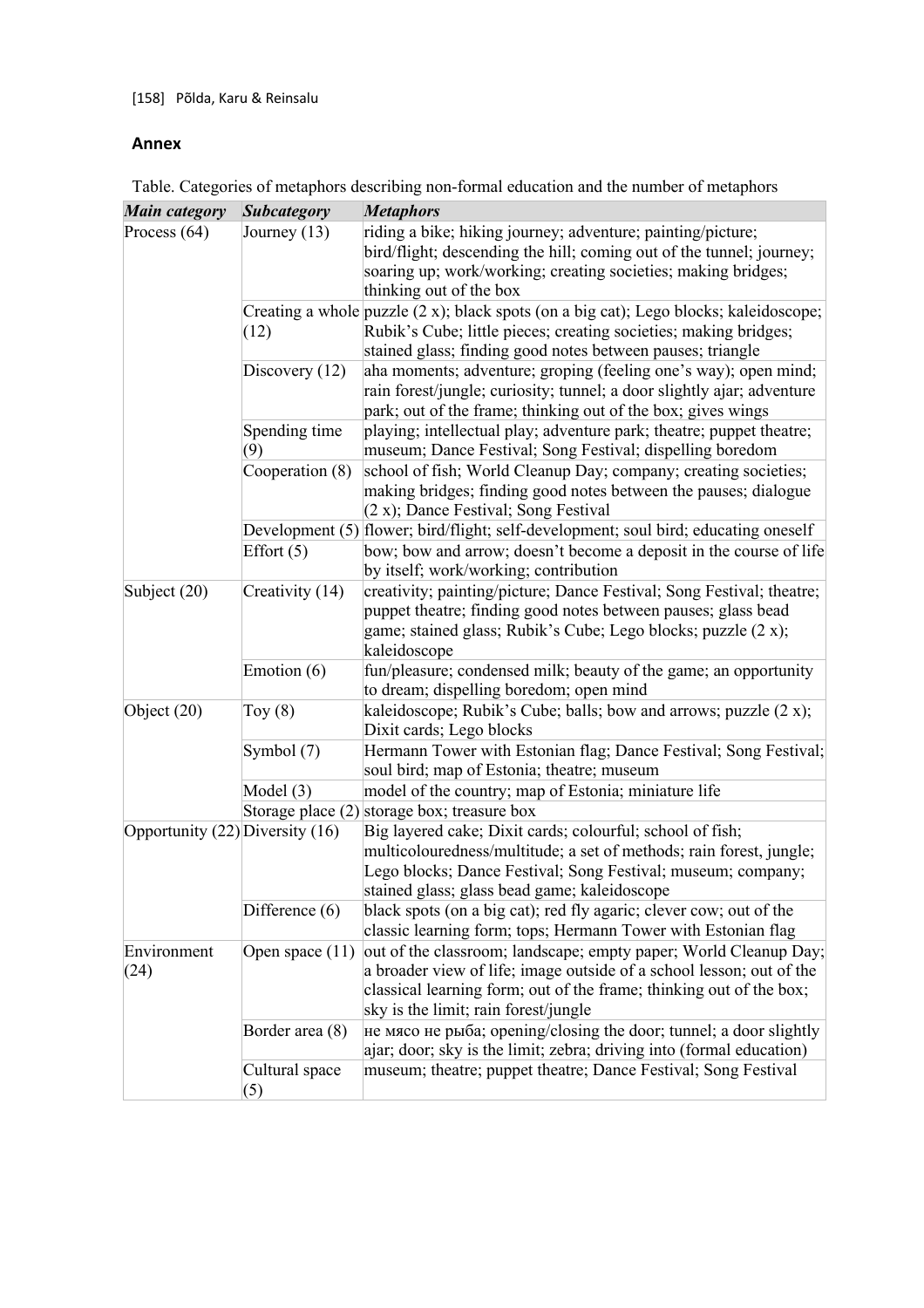## Annex

Table. Categories of metaphors describing non-formal education and the number of metaphors

| ***Main category*** | ***Subcategory*** | ***Metaphors*** |
|---|---|---|
| Process (64) | Journey (13) | riding a bike; hiking journey; adventure; painting/picture; bird/flight; descending the hill; coming out of the tunnel; journey; soaring up; work/working; creating societies; making bridges; thinking out of the box |
| | Creating a whole (12) | puzzle (2 x); black spots (on a big cat); Lego blocks; kaleidoscope; Rubik's Cube; little pieces; creating societies; making bridges; stained glass; finding good notes between pauses; triangle |
| | Discovery (12) | aha moments; adventure; groping (feeling one's way); open mind; rain forest/jungle; curiosity; tunnel; a door slightly ajar; adventure park; out of the frame; thinking out of the box; gives wings |
| | Spending time (9) | playing; intellectual play; adventure park; theatre; puppet theatre; museum; Dance Festival; Song Festival; dispelling boredom |
| | Cooperation (8) | school of fish; World Cleanup Day; company; creating societies; making bridges; finding good notes between the pauses; dialogue (2 x); Dance Festival; Song Festival |
| | Development (5) | flower; bird/flight; self-development; soul bird; educating oneself |
| | Effort (5) | bow; bow and arrow; doesn't become a deposit in the course of life by itself; work/working; contribution |
| Subject (20) | Creativity (14) | creativity; painting/picture; Dance Festival; Song Festival; theatre; puppet theatre; finding good notes between pauses; glass bead game; stained glass; Rubik's Cube; Lego blocks; puzzle (2 x); kaleidoscope |
| | Emotion (6) | fun/pleasure; condensed milk; beauty of the game; an opportunity to dream; dispelling boredom; open mind |
| Object (20) | Toy (8) | kaleidoscope; Rubik's Cube; balls; bow and arrows; puzzle (2 x); Dixit cards; Lego blocks |
| | Symbol (7) | Hermann Tower with Estonian flag; Dance Festival; Song Festival; soul bird; map of Estonia; theatre; museum |
| | Model (3) | model of the country; map of Estonia; miniature life |
| | Storage place (2) | storage box; treasure box |
| Opportunity (22) | Diversity (16) | Big layered cake; Dixit cards; colourful; school of fish; multicolouredness/multitude; a set of methods; rain forest, jungle; Lego blocks; Dance Festival; Song Festival; museum; company; stained glass; glass bead game; kaleidoscope |
| | Difference (6) | black spots (on a big cat); red fly agaric; clever cow; out of the classic learning form; tops; Hermann Tower with Estonian flag |
| Environment (24) | Open space (11) | out of the classroom; landscape; empty paper; World Cleanup Day; a broader view of life; image outside of a school lesson; out of the classical learning form; out of the frame; thinking out of the box; sky is the limit; rain forest/jungle |
| | Border area (8) | не мясо не рыба; opening/closing the door; tunnel; a door slightly ajar; door; sky is the limit; zebra; driving into (formal education) |
| | Cultural space (5) | museum; theatre; puppet theatre; Dance Festival; Song Festival |